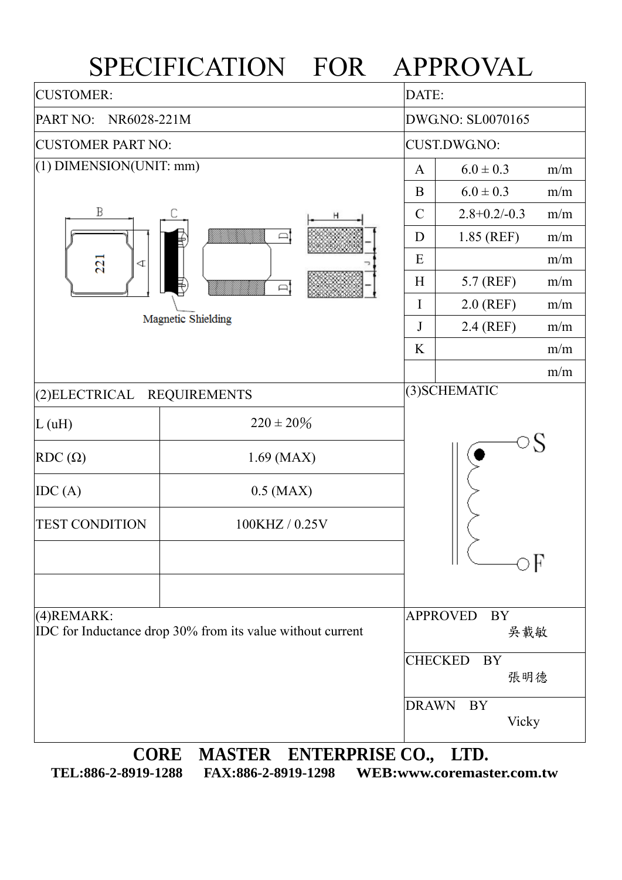# SPECIFICATION FOR APPROVAL

| CUSTOMER: | DATE: |
|---|---|
| PART NO: NR6028-221M | DWG.NO: SL0070165 |
| CUSTOMER PART NO: | CUST.DWG.NO: |

## (1) DIMENSION(UNIT: mm)

Magnetic Shielding

| | | |
|---|---|---|
| A | 6.0 ± 0.3 | m/m |
| B | 6.0 ± 0.3 | m/m |
| C | 2.8+0.2/-0.3 | m/m |
| D | 1.85 (REF) | m/m |
| E | | m/m |
| H | 5.7 (REF) | m/m |
| I | 2.0 (REF) | m/m |
| J | 2.4 (REF) | m/m |
| K | | m/m |
| | | m/m |

## (2)ELECTRICAL REQUIREMENTS

| | |
|---|---|
| L (uH) | 220 ± 20% |
| RDC (Ω) | 1.69 (MAX) |
| IDC (A) | 0.5 (MAX) |
| TEST CONDITION | 100KHZ / 0.25V |
| | |
| | |

## (3)SCHEMATIC

S

F

## (4)REMARK:

IDC for Inductance drop 30% from its value without current

| | |
|---|---|
| APPROVED BY | 吳載敏 |
| CHECKED BY | 張明德 |
| DRAWN BY | Vicky |

**CORE MASTER ENTERPRISE CO., LTD.**

**TEL:886-2-8919-1288 FAX:886-2-8919-1298 WEB:www.coremaster.com.tw**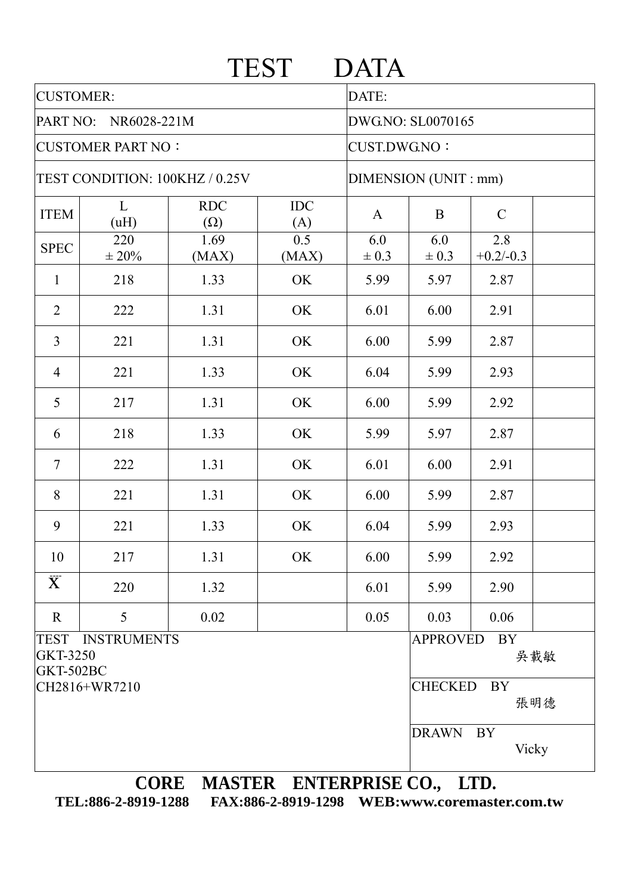# TEST DATA

| | |
|---|---|
| CUSTOMER: | DATE: |
| PART NO: NR6028-221M | DWG.NO: SL0070165 |
| CUSTOMER PART NO： | CUST.DWG.NO： |
| TEST CONDITION: 100KHZ / 0.25V | DIMENSION (UNIT : mm) |

| ITEM | L (uH) | RDC (Ω) | IDC (A) | A | B | C | |
|---|---|---|---|---|---|---|---|
| SPEC | 220 ± 20% | 1.69 (MAX) | 0.5 (MAX) | 6.0 ± 0.3 | 6.0 ± 0.3 | 2.8 +0.2/-0.3 | |
| 1 | 218 | 1.33 | OK | 5.99 | 5.97 | 2.87 | |
| 2 | 222 | 1.31 | OK | 6.01 | 6.00 | 2.91 | |
| 3 | 221 | 1.31 | OK | 6.00 | 5.99 | 2.87 | |
| 4 | 221 | 1.33 | OK | 6.04 | 5.99 | 2.93 | |
| 5 | 217 | 1.31 | OK | 6.00 | 5.99 | 2.92 | |
| 6 | 218 | 1.33 | OK | 5.99 | 5.97 | 2.87 | |
| 7 | 222 | 1.31 | OK | 6.01 | 6.00 | 2.91 | |
| 8 | 221 | 1.31 | OK | 6.00 | 5.99 | 2.87 | |
| 9 | 221 | 1.33 | OK | 6.04 | 5.99 | 2.93 | |
| 10 | 217 | 1.31 | OK | 6.00 | 5.99 | 2.92 | |
| $\bar{X}$ | 220 | 1.32 | | 6.01 | 5.99 | 2.90 | |
| R | 5 | 0.02 | | 0.05 | 0.03 | 0.06 | |

| | |
|---|---|
| TEST INSTRUMENTS<br>GKT-3250<br>GKT-502BC<br>CH2816+WR7210 | APPROVED BY<br>吳載敏 |
| | CHECKED BY<br>張明德 |
| | DRAWN BY<br>Vicky |

**CORE MASTER ENTERPRISE CO., LTD.**

**TEL:886-2-8919-1288 FAX:886-2-8919-1298 WEB:www.coremaster.com.tw**